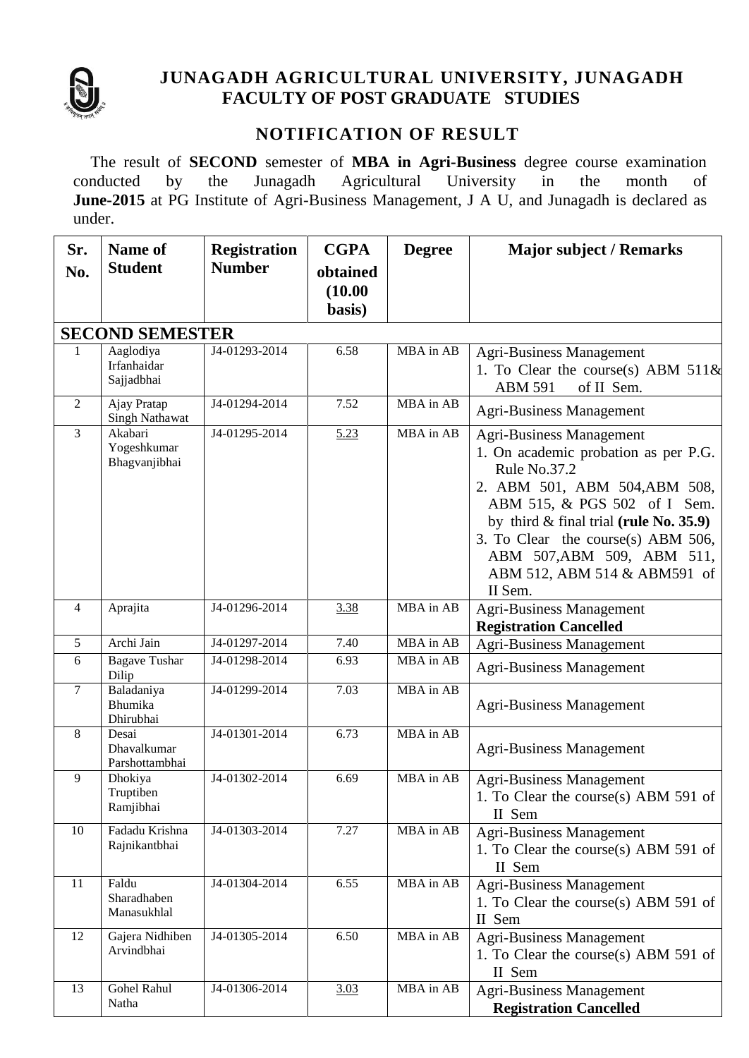# JUNAGADH AGRICULTURAL UNIVERSITY, JUNAGADH
## FACULTY OF POST GRADUATE STUDIES

### NOTIFICATION OF RESULT

The result of **SECOND** semester of **MBA in Agri-Business** degree course examination conducted by the Junagadh Agricultural University in the month of **June-2015** at PG Institute of Agri-Business Management, J A U, and Junagadh is declared as under.

| Sr. No. | Name of Student | Registration Number | CGPA obtained (10.00 basis) | Degree | Major subject / Remarks |
|---|---|---|---|---|---|
| **SECOND SEMESTER** | | | | | |
| 1 | Aaglodiya Irfanhaidar Sajjadbhai | J4-01293-2014 | 6.58 | MBA in AB | Agri-Business Management<br>1. To Clear the course(s) ABM 511& ABM 591 of II Sem. |
| 2 | Ajay Pratap Singh Nathawat | J4-01294-2014 | 7.52 | MBA in AB | Agri-Business Management |
| 3 | Akabari Yogeshkumar Bhagvanjibhai | J4-01295-2014 | 5.23 | MBA in AB | Agri-Business Management<br>1. On academic probation as per P.G. Rule No.37.2<br>2. ABM 501, ABM 504,ABM 508, ABM 515, & PGS 502 of I Sem. by third & final trial **(rule No. 35.9)**<br>3. To Clear the course(s) ABM 506, ABM 507,ABM 509, ABM 511, ABM 512, ABM 514 & ABM591 of II Sem. |
| 4 | Aprajita | J4-01296-2014 | 3.38 | MBA in AB | Agri-Business Management<br>**Registration Cancelled** |
| 5 | Archi Jain | J4-01297-2014 | 7.40 | MBA in AB | Agri-Business Management |
| 6 | Bagave Tushar Dilip | J4-01298-2014 | 6.93 | MBA in AB | Agri-Business Management |
| 7 | Baladaniya Bhumika Dhirubhai | J4-01299-2014 | 7.03 | MBA in AB | Agri-Business Management |
| 8 | Desai Dhavalkumar Parshottambhai | J4-01301-2014 | 6.73 | MBA in AB | Agri-Business Management |
| 9 | Dhokiya Truptiben Ramjibhai | J4-01302-2014 | 6.69 | MBA in AB | Agri-Business Management<br>1. To Clear the course(s) ABM 591 of II Sem |
| 10 | Fadadu Krishna Rajnikantbhai | J4-01303-2014 | 7.27 | MBA in AB | Agri-Business Management<br>1. To Clear the course(s) ABM 591 of II Sem |
| 11 | Faldu Sharadhaben Manasukhlal | J4-01304-2014 | 6.55 | MBA in AB | Agri-Business Management<br>1. To Clear the course(s) ABM 591 of II Sem |
| 12 | Gajera Nidhiben Arvindbhai | J4-01305-2014 | 6.50 | MBA in AB | Agri-Business Management<br>1. To Clear the course(s) ABM 591 of II Sem |
| 13 | Gohel Rahul Natha | J4-01306-2014 | 3.03 | MBA in AB | Agri-Business Management<br>**Registration Cancelled** |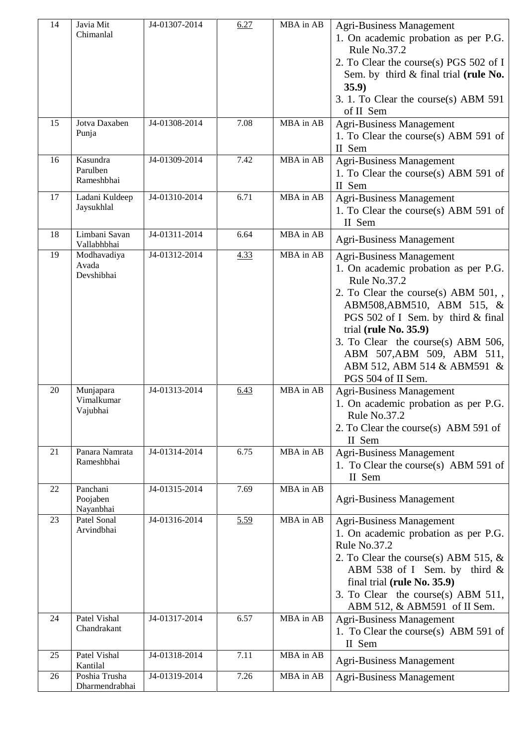| 14 | Javia Mit Chimanlal | J4-01307-2014 | <u>6.27</u> | MBA in AB | Agri-Business Management<br>1. On academic probation as per P.G. Rule No.37.2<br>2. To Clear the course(s) PGS 502 of I Sem. by third & final trial **(rule No. 35.9)**<br>3. 1. To Clear the course(s) ABM 591 of II Sem |
|---|---|---|---|---|---|
| 15 | Jotva Daxaben Punja | J4-01308-2014 | 7.08 | MBA in AB | Agri-Business Management<br>1. To Clear the course(s) ABM 591 of II Sem |
| 16 | Kasundra Parulben Rameshbhai | J4-01309-2014 | 7.42 | MBA in AB | Agri-Business Management<br>1. To Clear the course(s) ABM 591 of II Sem |
| 17 | Ladani Kuldeep Jaysukhlal | J4-01310-2014 | 6.71 | MBA in AB | Agri-Business Management<br>1. To Clear the course(s) ABM 591 of II Sem |
| 18 | Limbani Savan Vallabhbhai | J4-01311-2014 | 6.64 | MBA in AB | Agri-Business Management |
| 19 | Modhavadiya Avada Devshibhai | J4-01312-2014 | <u>4.33</u> | MBA in AB | Agri-Business Management<br>1. On academic probation as per P.G. Rule No.37.2<br>2. To Clear the course(s) ABM 501, , ABM508,ABM510, ABM 515, & PGS 502 of I Sem. by third & final trial **(rule No. 35.9)**<br>3. To Clear the course(s) ABM 506, ABM 507,ABM 509, ABM 511, ABM 512, ABM 514 & ABM591 & PGS 504 of II Sem. |
| 20 | Munjapara Vimalkumar Vajubhai | J4-01313-2014 | <u>6.43</u> | MBA in AB | Agri-Business Management<br>1. On academic probation as per P.G. Rule No.37.2<br>2. To Clear the course(s) ABM 591 of II Sem |
| 21 | Panara Namrata Rameshbhai | J4-01314-2014 | 6.75 | MBA in AB | Agri-Business Management<br>1. To Clear the course(s) ABM 591 of II Sem |
| 22 | Panchani Poojaben Nayanbhai | J4-01315-2014 | 7.69 | MBA in AB | Agri-Business Management |
| 23 | Patel Sonal Arvindbhai | J4-01316-2014 | <u>5.59</u> | MBA in AB | Agri-Business Management<br>1. On academic probation as per P.G. Rule No.37.2<br>2. To Clear the course(s) ABM 515, & ABM 538 of I Sem. by third & final trial **(rule No. 35.9)**<br>3. To Clear the course(s) ABM 511, ABM 512, & ABM591 of II Sem. |
| 24 | Patel Vishal Chandrakant | J4-01317-2014 | 6.57 | MBA in AB | Agri-Business Management<br>1. To Clear the course(s) ABM 591 of II Sem |
| 25 | Patel Vishal Kantilal | J4-01318-2014 | 7.11 | MBA in AB | Agri-Business Management |
| 26 | Poshia Trusha Dharmendrabhai | J4-01319-2014 | 7.26 | MBA in AB | Agri-Business Management |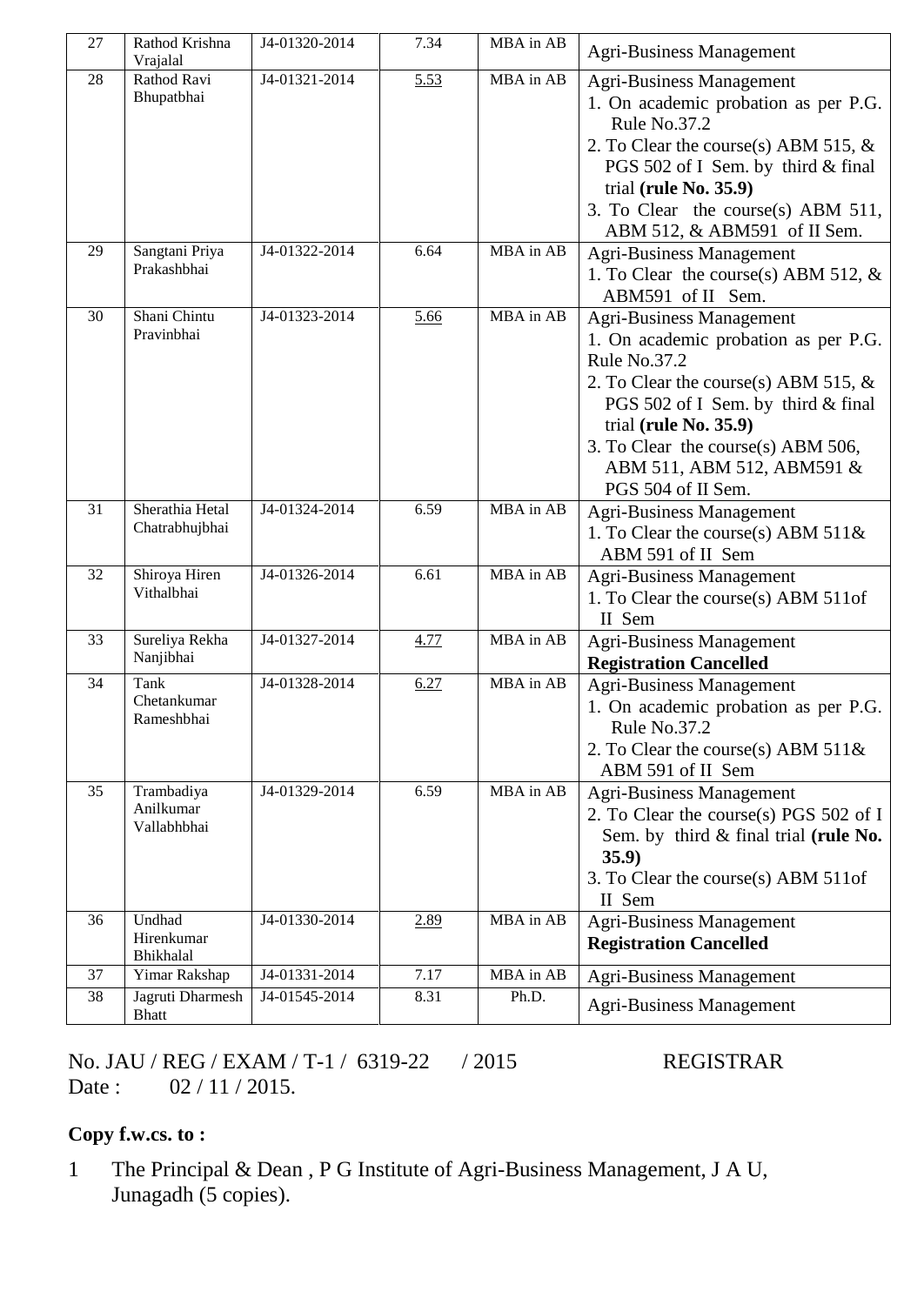| 27 | Rathod Krishna Vrajalal | J4-01320-2014 | 7.34 | MBA in AB | Agri-Business Management |
|---|---|---|---|---|---|
| 28 | Rathod Ravi Bhupatbhai | J4-01321-2014 | 5.53 | MBA in AB | Agri-Business Management<br>1. On academic probation as per P.G. Rule No.37.2<br>2. To Clear the course(s) ABM 515, & PGS 502 of I Sem. by third & final trial **(rule No. 35.9)**<br>3. To Clear the course(s) ABM 511, ABM 512, & ABM591 of II Sem. |
| 29 | Sangtani Priya Prakashbhai | J4-01322-2014 | 6.64 | MBA in AB | Agri-Business Management<br>1. To Clear the course(s) ABM 512, & ABM591 of II Sem. |
| 30 | Shani Chintu Pravinbhai | J4-01323-2014 | 5.66 | MBA in AB | Agri-Business Management<br>1. On academic probation as per P.G. Rule No.37.2<br>2. To Clear the course(s) ABM 515, & PGS 502 of I Sem. by third & final trial **(rule No. 35.9)**<br>3. To Clear the course(s) ABM 506, ABM 511, ABM 512, ABM591 & PGS 504 of II Sem. |
| 31 | Sherathia Hetal Chatrabhujbhai | J4-01324-2014 | 6.59 | MBA in AB | Agri-Business Management<br>1. To Clear the course(s) ABM 511& ABM 591 of II Sem |
| 32 | Shiroya Hiren Vithalbhai | J4-01326-2014 | 6.61 | MBA in AB | Agri-Business Management<br>1. To Clear the course(s) ABM 511of II Sem |
| 33 | Sureliya Rekha Nanjibhai | J4-01327-2014 | 4.77 | MBA in AB | Agri-Business Management<br>**Registration Cancelled** |
| 34 | Tank Chetankumar Rameshbhai | J4-01328-2014 | 6.27 | MBA in AB | Agri-Business Management<br>1. On academic probation as per P.G. Rule No.37.2<br>2. To Clear the course(s) ABM 511& ABM 591 of II Sem |
| 35 | Trambadiya Anilkumar Vallabhbhai | J4-01329-2014 | 6.59 | MBA in AB | Agri-Business Management<br>2. To Clear the course(s) PGS 502 of I Sem. by third & final trial **(rule No. 35.9)**<br>3. To Clear the course(s) ABM 511of II Sem |
| 36 | Undhad Hirenkumar Bhikhalal | J4-01330-2014 | 2.89 | MBA in AB | Agri-Business Management<br>**Registration Cancelled** |
| 37 | Yimar Rakshap | J4-01331-2014 | 7.17 | MBA in AB | Agri-Business Management |
| 38 | Jagruti Dharmesh Bhatt | J4-01545-2014 | 8.31 | Ph.D. | Agri-Business Management |

No. JAU / REG / EXAM / T-1 / 6319-22 / 2015 REGISTRAR

Date : 02 / 11 / 2015.

**Copy f.w.cs. to :**

1 The Principal & Dean , P G Institute of Agri-Business Management, J A U, Junagadh (5 copies).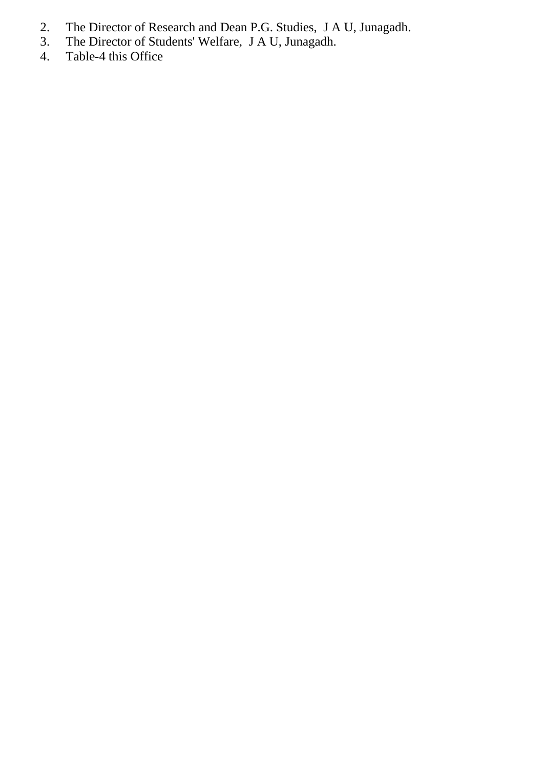2. The Director of Research and Dean P.G. Studies, J A U, Junagadh.
3. The Director of Students' Welfare, J A U, Junagadh.
4. Table-4 this Office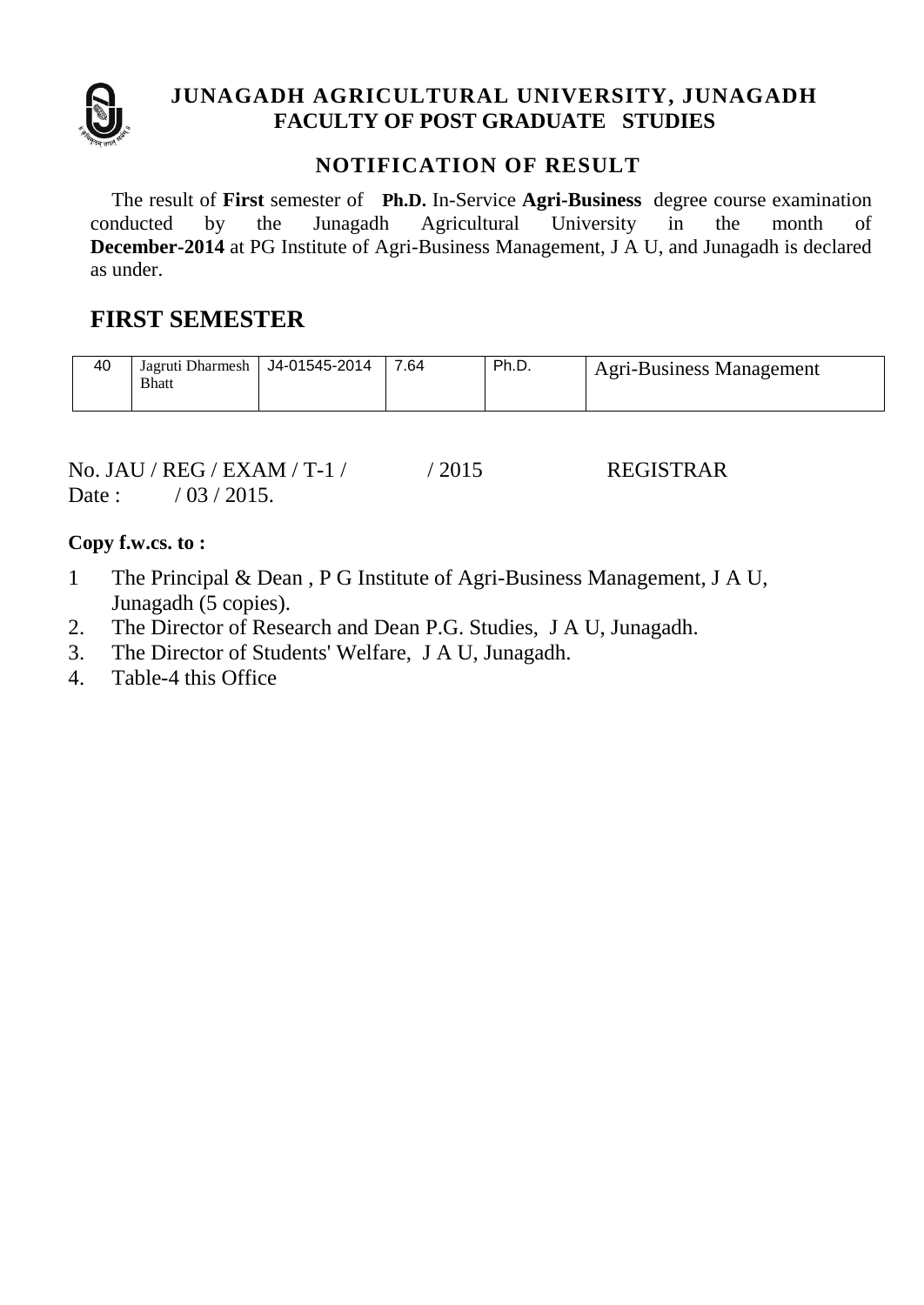# JUNAGADH AGRICULTURAL UNIVERSITY, JUNAGADH
## FACULTY OF POST GRADUATE STUDIES

### NOTIFICATION OF RESULT

The result of **First** semester of **Ph.D.** In-Service **Agri-Business** degree course examination conducted by the Junagadh Agricultural University in the month of **December-2014** at PG Institute of Agri-Business Management, J A U, and Junagadh is declared as under.

## FIRST SEMESTER

| | | | | | |
|---|---|---|---|---|---|
| 40 | Jagruti Dharmesh Bhatt | J4-01545-2014 | 7.64 | Ph.D. | Agri-Business Management |

No. JAU / REG / EXAM / T-1 / / 2015 REGISTRAR
Date : / 03 / 2015.

**Copy f.w.cs. to :**

1 The Principal & Dean , P G Institute of Agri-Business Management, J A U, Junagadh (5 copies).
2. The Director of Research and Dean P.G. Studies, J A U, Junagadh.
3. The Director of Students' Welfare, J A U, Junagadh.
4. Table-4 this Office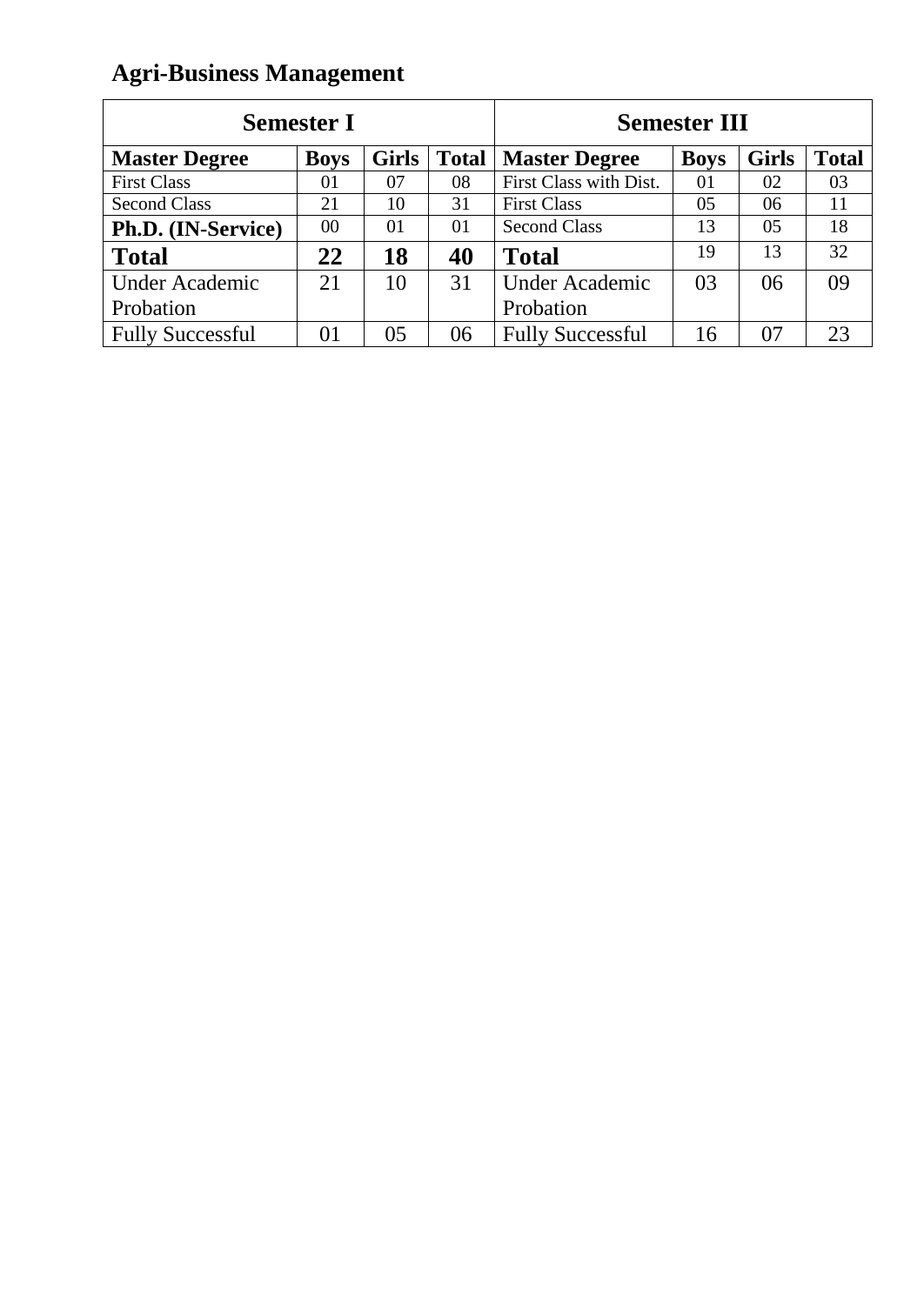## Agri-Business Management

| Semester I | | | | Semester III | | | |
|---|---|---|---|---|---|---|---|
| **Master Degree** | **Boys** | **Girls** | **Total** | **Master Degree** | **Boys** | **Girls** | **Total** |
| First Class | 01 | 07 | 08 | First Class with Dist. | 01 | 02 | 03 |
| Second Class | 21 | 10 | 31 | First Class | 05 | 06 | 11 |
| **Ph.D. (IN-Service)** | 00 | 01 | 01 | Second Class | 13 | 05 | 18 |
| **Total** | **22** | **18** | **40** | **Total** | 19 | 13 | 32 |
| Under Academic Probation | 21 | 10 | 31 | Under Academic Probation | 03 | 06 | 09 |
| Fully Successful | 01 | 05 | 06 | Fully Successful | 16 | 07 | 23 |